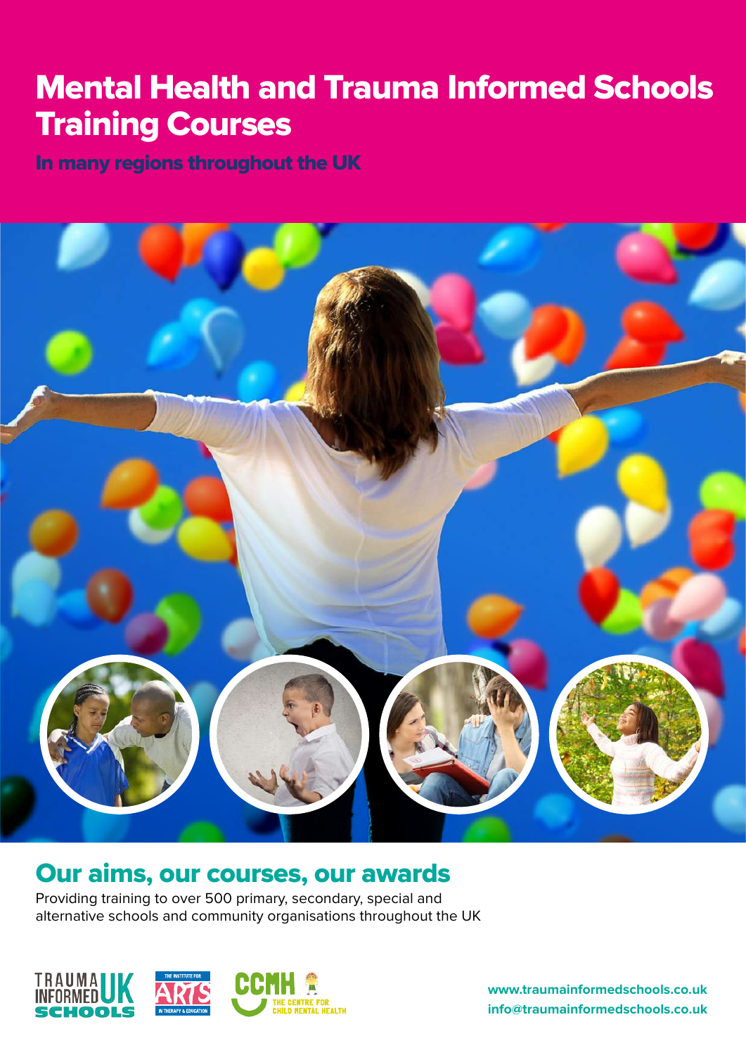# Mental Health and Trauma Informed Schools Training Courses

## In many regions throughout the UK

## Our aims, our courses, our awards

Providing training to over 500 primary, secondary, special and alternative schools and community organisations throughout the UK

**www.traumainformedschools.co.uk**
**info@traumainformedschools.co.uk**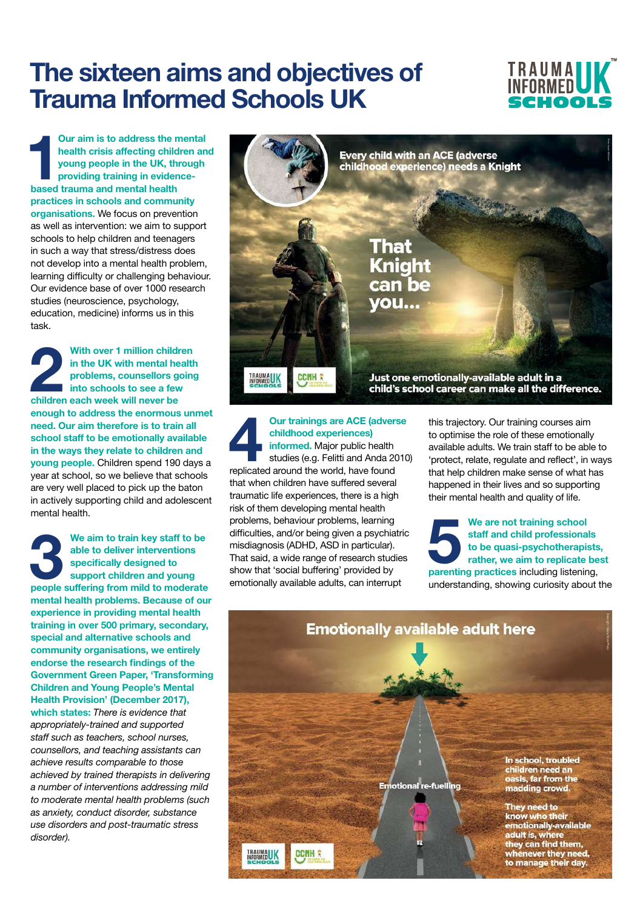# The sixteen aims and objectives of Trauma Informed Schools UK

**1** **Our aim is to address the mental health crisis affecting children and young people in the UK, through providing training in evidence-based trauma and mental health practices in schools and community organisations.** We focus on prevention as well as intervention: we aim to support schools to help children and teenagers in such a way that stress/distress does not develop into a mental health problem, learning difficulty or challenging behaviour. Our evidence base of over 1000 research studies (neuroscience, psychology, education, medicine) informs us in this task.

**2** **With over 1 million children in the UK with mental health problems, counsellors going into schools to see a few children each week will never be enough to address the enormous unmet need. Our aim therefore is to train all school staff to be emotionally available in the ways they relate to children and young people.** Children spend 190 days a year at school, so we believe that schools are very well placed to pick up the baton in actively supporting child and adolescent mental health.

**3** **We aim to train key staff to be able to deliver interventions specifically designed to support children and young people suffering from mild to moderate mental health problems. Because of our experience in providing mental health training in over 500 primary, secondary, special and alternative schools and community organisations, we entirely endorse the research findings of the Government Green Paper, 'Transforming Children and Young People's Mental Health Provision' (December 2017), which states:** *There is evidence that appropriately-trained and supported staff such as teachers, school nurses, counsellors, and teaching assistants can achieve results comparable to those achieved by trained therapists in delivering a number of interventions addressing mild to moderate mental health problems (such as anxiety, conduct disorder, substance use disorders and post-traumatic stress disorder).*

Every child with an ACE (adverse childhood experience) needs a Knight

That Knight can be you...

Just one emotionally-available adult in a child's school career can make all the difference.

**4** **Our trainings are ACE (adverse childhood experiences) informed.** Major public health studies (e.g. Felitti and Anda 2010) replicated around the world, have found that when children have suffered several traumatic life experiences, there is a high risk of them developing mental health problems, behaviour problems, learning difficulties, and/or being given a psychiatric misdiagnosis (ADHD, ASD in particular). That said, a wide range of research studies show that 'social buffering' provided by emotionally available adults, can interrupt this trajectory. Our training courses aim to optimise the role of these emotionally available adults. We train staff to be able to 'protect, relate, regulate and reflect', in ways that help children make sense of what has happened in their lives and so supporting their mental health and quality of life.

**5** **We are not training school staff and child professionals to be quasi-psychotherapists, rather, we aim to replicate best parenting practices** including listening, understanding, showing curiosity about the

Emotionally available adult here

Emotional re-fuelling

In school, troubled children need an oasis, far from the madding crowd.

They need to know who their emotionally-available adult is, where they can find them, whenever they need, to manage their day.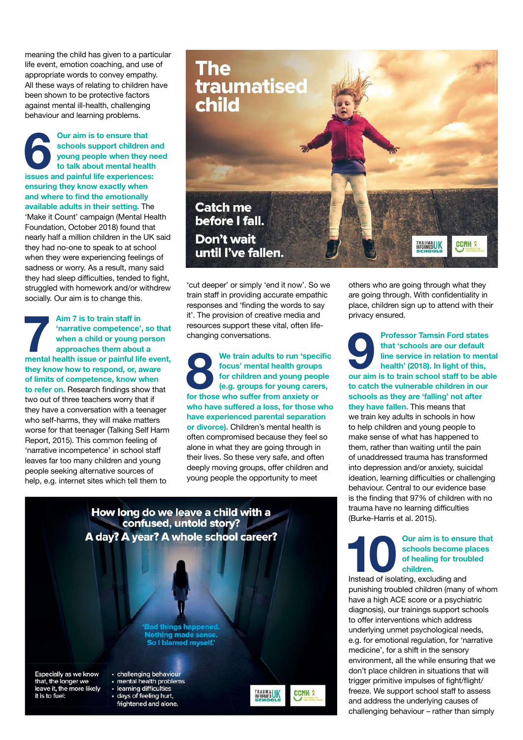meaning the child has given to a particular life event, emotion coaching, and use of appropriate words to convey empathy. All these ways of relating to children have been shown to be protective factors against mental ill-health, challenging behaviour and learning problems.

**6 Our aim is to ensure that schools support children and young people when they need to talk about mental health issues and painful life experiences: ensuring they know exactly when and where to find the emotionally available adults in their setting.** The 'Make it Count' campaign (Mental Health Foundation, October 2018) found that nearly half a million children in the UK said they had no-one to speak to at school when they were experiencing feelings of sadness or worry. As a result, many said they had sleep difficulties, tended to fight, struggled with homework and/or withdrew socially. Our aim is to change this.

**7 Aim 7 is to train staff in 'narrative competence', so that when a child or young person approaches them about a mental health issue or painful life event, they know how to respond, or, aware of limits of competence, know when to refer on.** Research findings show that two out of three teachers worry that if they have a conversation with a teenager who self-harms, they will make matters worse for that teenager (Talking Self Harm Report, 2015). This common feeling of 'narrative incompetence' in school staff leaves far too many children and young people seeking alternative sources of help, e.g. internet sites which tell them to 'cut deeper' or simply 'end it now'. So we train staff in providing accurate empathic responses and 'finding the words to say it'. The provision of creative media and resources support these vital, often life-changing conversations.

**8 We train adults to run 'specific focus' mental health groups for children and young people (e.g. groups for young carers, for those who suffer from anxiety or who have suffered a loss, for those who have experienced parental separation or divorce).** Children's mental health is often compromised because they feel so alone in what they are going through in their lives. So these very safe, and often deeply moving groups, offer children and young people the opportunity to meet others who are going through what they are going through. With confidentiality in place, children sign up to attend with their privacy ensured.

**9 Professor Tamsin Ford states that 'schools are our default line service in relation to mental health' (2018). In light of this, our aim is to train school staff to be able to catch the vulnerable children in our schools as they are 'falling' not after they have fallen.** This means that we train key adults in schools in how to help children and young people to make sense of what has happened to them, rather than waiting until the pain of unaddressed trauma has transformed into depression and/or anxiety, suicidal ideation, learning difficulties or challenging behaviour. Central to our evidence base is the finding that 97% of children with no trauma have no learning difficulties (Burke-Harris et al. 2015).

**10 Our aim is to ensure that schools become places of healing for troubled children.**

Instead of isolating, excluding and punishing troubled children (many of whom have a high ACE score or a psychiatric diagnosis), our trainings support schools to offer interventions which address underlying unmet psychological needs, e.g. for emotional regulation, for 'narrative medicine', for a shift in the sensory environment, all the while ensuring that we don't place children in situations that will trigger primitive impulses of fight/flight/freeze. We support school staff to assess and address the underlying causes of challenging behaviour – rather than simply

**The traumatised child**

**Catch me before I fall. Don't wait until I've fallen.**

**How long do we leave a child with a confused, untold story? A day? A year? A whole school career?**

'Bad things happened. Nothing made sense. So I blamed myself.'

Especially as we know that, the longer we leave it, the more likely it is to fuel:

- challenging behaviour
- mental health problems
- learning difficulties
- days of feeling hurt, frightened and alone.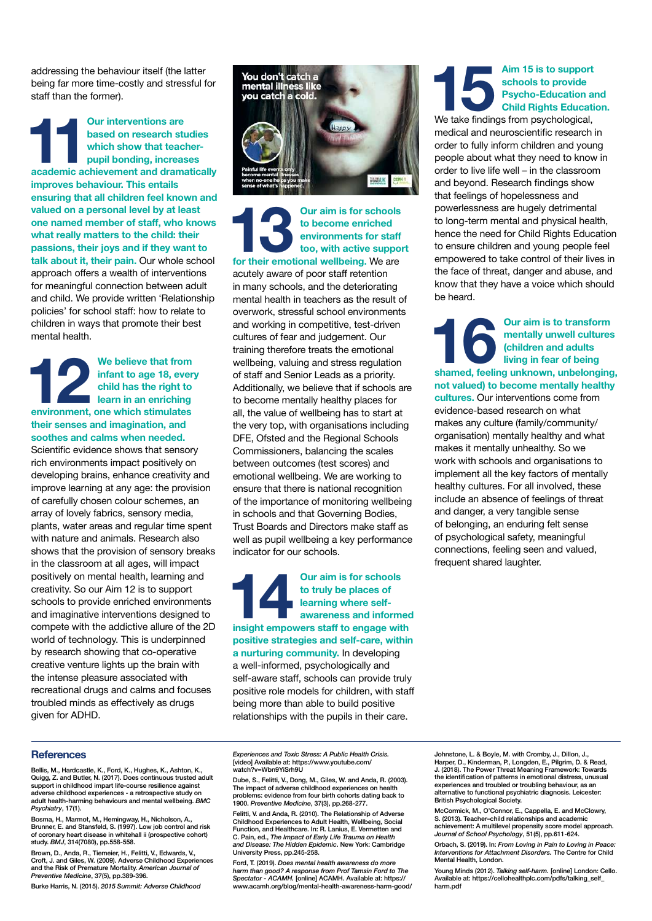addressing the behaviour itself (the latter being far more time-costly and stressful for staff than the former).

**11 Our interventions are based on research studies which show that teacher-pupil bonding, increases academic achievement and dramatically improves behaviour. This entails ensuring that all children feel known and valued on a personal level by at least one named member of staff, who knows what really matters to the child: their passions, their joys and if they want to talk about it, their pain.** Our whole school approach offers a wealth of interventions for meaningful connection between adult and child. We provide written 'Relationship policies' for school staff: how to relate to children in ways that promote their best mental health.

**12 We believe that from infant to age 18, every child has the right to learn in an enriching environment, one which stimulates their senses and imagination, and soothes and calms when needed.** Scientific evidence shows that sensory rich environments impact positively on developing brains, enhance creativity and improve learning at any age: the provision of carefully chosen colour schemes, an array of lovely fabrics, sensory media, plants, water areas and regular time spent with nature and animals. Research also shows that the provision of sensory breaks in the classroom at all ages, will impact positively on mental health, learning and creativity. So our Aim 12 is to support schools to provide enriched environments and imaginative interventions designed to compete with the addictive allure of the 2D world of technology. This is underpinned by research showing that co-operative creative venture lights up the brain with the intense pleasure associated with recreational drugs and calms and focuses troubled minds as effectively as drugs given for ADHD.

You don't catch a mental illness like you catch a cold.

Painful life events only become mental illnesses when no-one helps you make sense of what's happened.

**13 Our aim is for schools to become enriched environments for staff too, with active support for their emotional wellbeing.** We are acutely aware of poor staff retention in many schools, and the deteriorating mental health in teachers as the result of overwork, stressful school environments and working in competitive, test-driven cultures of fear and judgement. Our training therefore treats the emotional wellbeing, valuing and stress regulation of staff and Senior Leads as a priority. Additionally, we believe that if schools are to become mentally healthy places for all, the value of wellbeing has to start at the very top, with organisations including DFE, Ofsted and the Regional Schools Commissioners, balancing the scales between outcomes (test scores) and emotional wellbeing. We are working to ensure that there is national recognition of the importance of monitoring wellbeing in schools and that Governing Bodies, Trust Boards and Directors make staff as well as pupil wellbeing a key performance indicator for our schools.

**14 Our aim is for schools to truly be places of learning where self-awareness and informed insight empowers staff to engage with positive strategies and self-care, within a nurturing community.** In developing a well-informed, psychologically and self-aware staff, schools can provide truly positive role models for children, with staff being more than able to build positive relationships with the pupils in their care.

**15 Aim 15 is to support schools to provide Psycho-Education and Child Rights Education.** We take findings from psychological, medical and neuroscientific research in order to fully inform children and young people about what they need to know in order to live life well – in the classroom and beyond. Research findings show that feelings of hopelessness and powerlessness are hugely detrimental to long-term mental and physical health, hence the need for Child Rights Education to ensure children and young people feel empowered to take control of their lives in the face of threat, danger and abuse, and know that they have a voice which should be heard.

**16 Our aim is to transform mentally unwell cultures (children and adults living in fear of being shamed, feeling unknown, unbelonging, not valued) to become mentally healthy cultures.** Our interventions come from evidence-based research on what makes any culture (family/community/organisation) mentally healthy and what makes it mentally unhealthy. So we work with schools and organisations to implement all the key factors of mentally healthy cultures. For all involved, these include an absence of feelings of threat and danger, a very tangible sense of belonging, an enduring felt sense of psychological safety, meaningful connections, feeling seen and valued, frequent shared laughter.

## References

Bellis, M., Hardcastle, K., Ford, K., Hughes, K., Ashton, K., Quigg, Z. and Butler, N. (2017). Does continuous trusted adult support in childhood impart life-course resilience against adverse childhood experiences - a retrospective study on adult health-harming behaviours and mental wellbeing. *BMC Psychiatry*, 17(1).

Bosma, H., Marmot, M., Hemingway, H., Nicholson, A., Brunner, E. and Stansfeld, S. (1997). Low job control and risk of coronary heart disease in whitehall ii (prospective cohort) study. *BMJ*, 314(7080), pp.558-558.

Brown, D., Anda, R., Tiemeier, H., Felitti, V., Edwards, V., Croft, J. and Giles, W. (2009). Adverse Childhood Experiences and the Risk of Premature Mortality. *American Journal of Preventive Medicine*, 37(5), pp.389-396.

Burke Harris, N. (2015). *2015 Summit: Adverse Childhood Experiences and Toxic Stress: A Public Health Crisis.* [video] Available at: https://www.youtube.com/watch?v=Wbn9YiSrh9U

Dube, S., Felitti, V., Dong, M., Giles, W. and Anda, R. (2003). The impact of adverse childhood experiences on health problems: evidence from four birth cohorts dating back to 1900. *Preventive Medicine*, 37(3), pp.268-277.

Felitti, V. and Anda, R. (2010). The Relationship of Adverse Childhood Experiences to Adult Health, Wellbeing, Social Function, and Healthcare. In: R. Lanius, E. Vermetten and C. Pain, ed., *The Impact of Early Life Trauma on Health and Disease: The Hidden Epidemic*. New York: Cambridge University Press, pp.245-258.

Ford, T. (2019). *Does mental health awareness do more harm than good? A response from Prof Tamsin Ford to The Spectator - ACAMH.* [online] ACAMH. Available at: https://www.acamh.org/blog/mental-health-awareness-harm-good/

Johnstone, L. & Boyle, M. with Cromby, J., Dillon, J., Harper, D., Kinderman, P., Longden, E., Pilgrim, D. & Read, J. (2018). The Power Threat Meaning Framework: Towards the identification of patterns in emotional distress, unusual experiences and troubled or troubling behaviour, as an alternative to functional psychiatric diagnosis. Leicester: British Psychological Society.

McCormick, M., O'Connor, E., Cappella, E. and McClowry, S. (2013). Teacher–child relationships and academic achievement: A multilevel propensity score model approach. *Journal of School Psychology*, 51(5), pp.611-624.

Orbach, S. (2019). In: *From Loving in Pain to Loving in Peace: Interventions for Attachment Disorders.* The Centre for Child Mental Health, London.

Young Minds (2012). *Talking self-harm.* [online] London: Cello. Available at: https://cellohealthplc.com/pdfs/talking_self_harm.pdf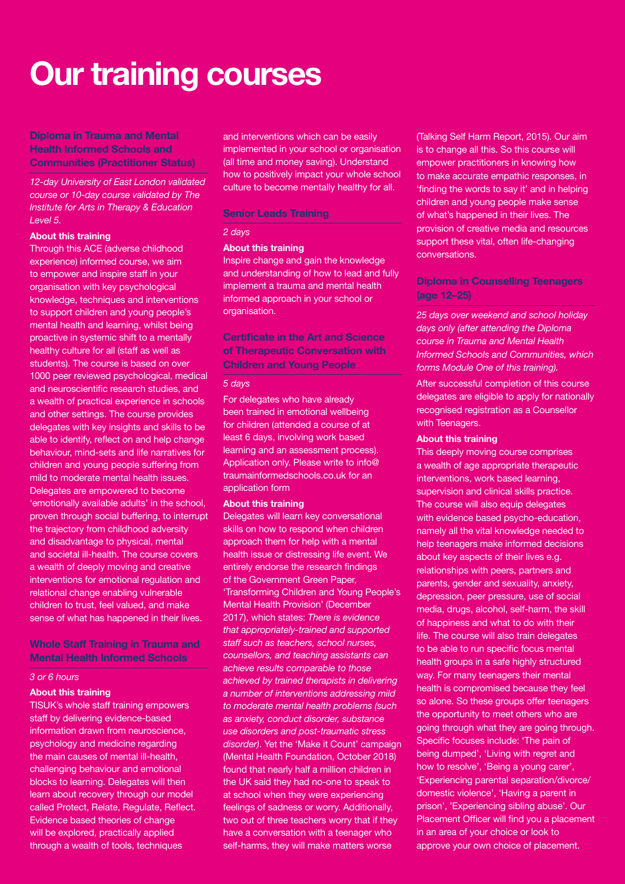# Our training courses

## Diploma in Trauma and Mental Health Informed Schools and Communities (Practitioner Status)

*12-day University of East London validated course or 10-day course validated by The Institute for Arts in Therapy & Education Level 5.*

**About this training**

Through this ACE (adverse childhood experience) informed course, we aim to empower and inspire staff in your organisation with key psychological knowledge, techniques and interventions to support children and young people's mental health and learning, whilst being proactive in systemic shift to a mentally healthy culture for all (staff as well as students). The course is based on over 1000 peer reviewed psychological, medical and neuroscientific research studies, and a wealth of practical experience in schools and other settings. The course provides delegates with key insights and skills to be able to identify, reflect on and help change behaviour, mind-sets and life narratives for children and young people suffering from mild to moderate mental health issues. Delegates are empowered to become 'emotionally available adults' in the school, proven through social buffering, to interrupt the trajectory from childhood adversity and disadvantage to physical, mental and societal ill-health. The course covers a wealth of deeply moving and creative interventions for emotional regulation and relational change enabling vulnerable children to trust, feel valued, and make sense of what has happened in their lives.

## Whole Staff Training in Trauma and Mental Health Informed Schools

*3 or 6 hours*

**About this training**

TISUK's whole staff training empowers staff by delivering evidence-based information drawn from neuroscience, psychology and medicine regarding the main causes of mental ill-health, challenging behaviour and emotional blocks to learning. Delegates will then learn about recovery through our model called Protect, Relate, Regulate, Reflect. Evidence based theories of change will be explored, practically applied through a wealth of tools, techniques and interventions which can be easily implemented in your school or organisation (all time and money saving). Understand how to positively impact your whole school culture to become mentally healthy for all.

## Senior Leads Training

*2 days*

**About this training**

Inspire change and gain the knowledge and understanding of how to lead and fully implement a trauma and mental health informed approach in your school or organisation.

## Certificate in the Art and Science of Therapeutic Conversation with Children and Young People

*5 days*

For delegates who have already been trained in emotional wellbeing for children (attended a course of at least 6 days, involving work based learning and an assessment process). Application only. Please write to info@traumainformedschools.co.uk for an application form

**About this training**

Delegates will learn key conversational skills on how to respond when children approach them for help with a mental health issue or distressing life event. We entirely endorse the research findings of the Government Green Paper, 'Transforming Children and Young People's Mental Health Provision' (December 2017), which states: *There is evidence that appropriately-trained and supported staff such as teachers, school nurses, counsellors, and teaching assistants can achieve results comparable to those achieved by trained therapists in delivering a number of interventions addressing mild to moderate mental health problems (such as anxiety, conduct disorder, substance use disorders and post-traumatic stress disorder)*. Yet the 'Make it Count' campaign (Mental Health Foundation, October 2018) found that nearly half a million children in the UK said they had no-one to speak to at school when they were experiencing feelings of sadness or worry. Additionally, two out of three teachers worry that if they have a conversation with a teenager who self-harms, they will make matters worse (Talking Self Harm Report, 2015). Our aim is to change all this. So this course will empower practitioners in knowing how to make accurate empathic responses, in 'finding the words to say it' and in helping children and young people make sense of what's happened in their lives. The provision of creative media and resources support these vital, often life-changing conversations.

## Diploma in Counselling Teenagers (age 12–25)

*25 days over weekend and school holiday days only (after attending the Diploma course in Trauma and Mental Health Informed Schools and Communities, which forms Module One of this training).*

After successful completion of this course delegates are eligible to apply for nationally recognised registration as a Counsellor with Teenagers.

**About this training**

This deeply moving course comprises a wealth of age appropriate therapeutic interventions, work based learning, supervision and clinical skills practice. The course will also equip delegates with evidence based psycho-education, namely all the vital knowledge needed to help teenagers make informed decisions about key aspects of their lives e.g. relationships with peers, partners and parents, gender and sexuality, anxiety, depression, peer pressure, use of social media, drugs, alcohol, self-harm, the skill of happiness and what to do with their life. The course will also train delegates to be able to run specific focus mental health groups in a safe highly structured way. For many teenagers their mental health is compromised because they feel so alone. So these groups offer teenagers the opportunity to meet others who are going through what they are going through. Specific focuses include: 'The pain of being dumped', 'Living with regret and how to resolve', 'Being a young carer', 'Experiencing parental separation/divorce/domestic violence', 'Having a parent in prison', 'Experiencing sibling abuse'. Our Placement Officer will find you a placement in an area of your choice or look to approve your own choice of placement.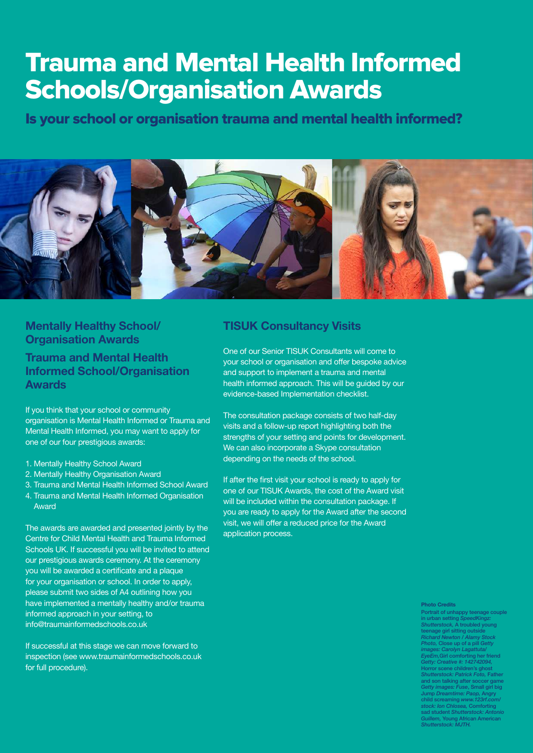# Trauma and Mental Health Informed Schools/Organisation Awards

## Is your school or organisation trauma and mental health informed?

### Mentally Healthy School/ Organisation Awards

### Trauma and Mental Health Informed School/Organisation Awards

If you think that your school or community organisation is Mental Health Informed or Trauma and Mental Health Informed, you may want to apply for one of our four prestigious awards:

1. Mentally Healthy School Award
2. Mentally Healthy Organisation Award
3. Trauma and Mental Health Informed School Award
4. Trauma and Mental Health Informed Organisation Award

The awards are awarded and presented jointly by the Centre for Child Mental Health and Trauma Informed Schools UK. If successful you will be invited to attend our prestigious awards ceremony. At the ceremony you will be awarded a certificate and a plaque for your organisation or school. In order to apply, please submit two sides of A4 outlining how you have implemented a mentally healthy and/or trauma informed approach in your setting, to info@traumainformedschools.co.uk

If successful at this stage we can move forward to inspection (see www.traumainformedschools.co.uk for full procedure).

### TISUK Consultancy Visits

One of our Senior TISUK Consultants will come to your school or organisation and offer bespoke advice and support to implement a trauma and mental health informed approach. This will be guided by our evidence-based Implementation checklist.

The consultation package consists of two half-day visits and a follow-up report highlighting both the strengths of your setting and points for development. We can also incorporate a Skype consultation depending on the needs of the school.

If after the first visit your school is ready to apply for one of our TISUK Awards, the cost of the Award visit will be included within the consultation package. If you are ready to apply for the Award after the second visit, we will offer a reduced price for the Award application process.

**Photo Credits**

Portrait of unhappy teenage couple in urban setting *SpeedKingz: Shutterstock*, A troubled young teenage girl sitting outside *Richard Newton / Alamy Stock Photo*, Close up of a pill *Getty images: Carolyn Lagattuta/ EyeEm*, Girl comforting her friend *Getty: Creative #: 142742094*, Horror scene children's ghost *Shutterstock: Patrick Foto*, Father and son talking after soccer game *Getty images: Fuse*, Small girl big Jump *Dreamtime: Paop*, Angry child screaming *www.123rf.com/ stock: Ion Chiosea*, Comforting sad student *Shutterstock: Antonio Guillem*, Young African American *Shutterstock: MJTH.*